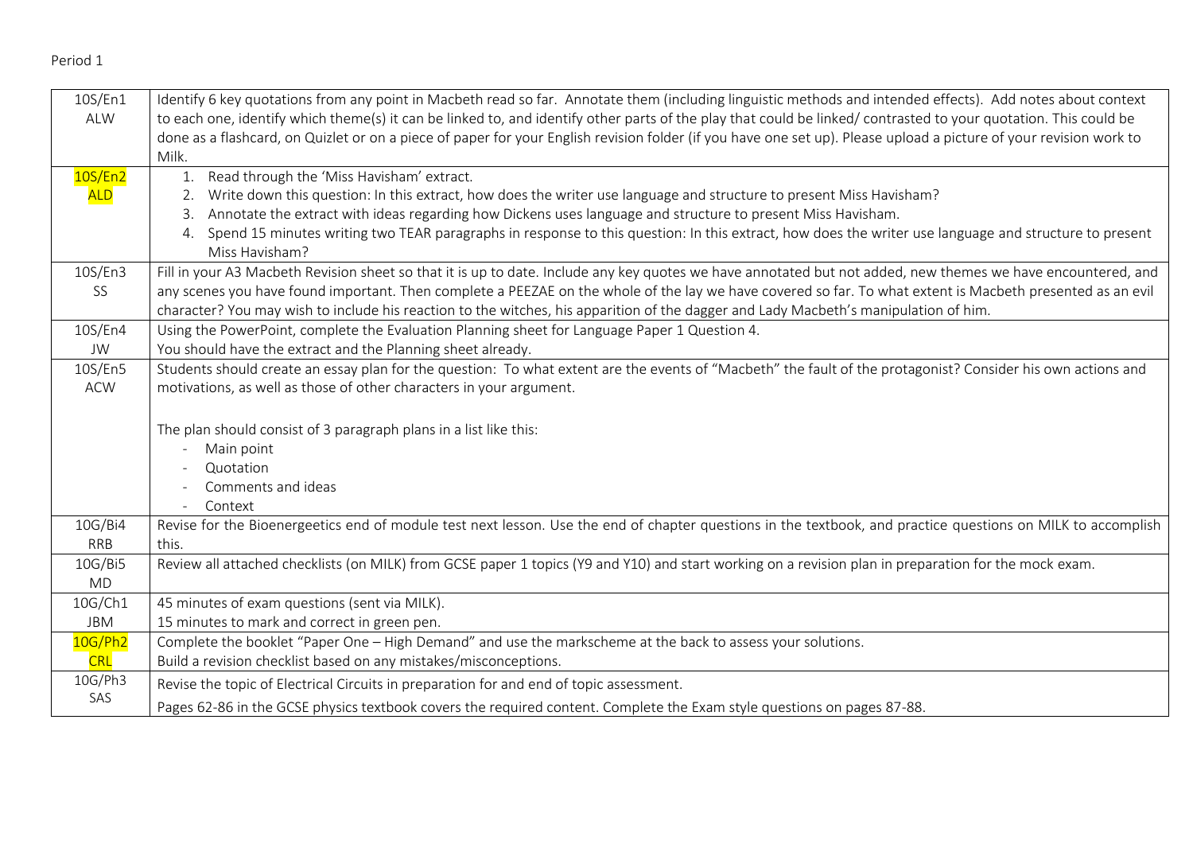Period 1

| | |
|---|---|
| 10S/En1<br>ALW | Identify 6 key quotations from any point in Macbeth read so far. Annotate them (including linguistic methods and intended effects). Add notes about context to each one, identify which theme(s) it can be linked to, and identify other parts of the play that could be linked/ contrasted to your quotation. This could be done as a flashcard, on Quizlet or on a piece of paper for your English revision folder (if you have one set up). Please upload a picture of your revision work to Milk. |
| 10S/En2<br>ALD | 1. Read through the 'Miss Havisham' extract.<br>2. Write down this question: In this extract, how does the writer use language and structure to present Miss Havisham?<br>3. Annotate the extract with ideas regarding how Dickens uses language and structure to present Miss Havisham.<br>4. Spend 15 minutes writing two TEAR paragraphs in response to this question: In this extract, how does the writer use language and structure to present Miss Havisham? |
| 10S/En3<br>SS | Fill in your A3 Macbeth Revision sheet so that it is up to date. Include any key quotes we have annotated but not added, new themes we have encountered, and any scenes you have found important. Then complete a PEEZAE on the whole of the lay we have covered so far. To what extent is Macbeth presented as an evil character? You may wish to include his reaction to the witches, his apparition of the dagger and Lady Macbeth's manipulation of him. |
| 10S/En4<br>JW | Using the PowerPoint, complete the Evaluation Planning sheet for Language Paper 1 Question 4.<br>You should have the extract and the Planning sheet already. |
| 10S/En5<br>ACW | Students should create an essay plan for the question: To what extent are the events of "Macbeth" the fault of the protagonist? Consider his own actions and motivations, as well as those of other characters in your argument.<br><br>The plan should consist of 3 paragraph plans in a list like this:<br>- Main point<br>- Quotation<br>- Comments and ideas<br>- Context |
| 10G/Bi4<br>RRB | Revise for the Bioenergeetics end of module test next lesson. Use the end of chapter questions in the textbook, and practice questions on MILK to accomplish this. |
| 10G/Bi5<br>MD | Review all attached checklists (on MILK) from GCSE paper 1 topics (Y9 and Y10) and start working on a revision plan in preparation for the mock exam. |
| 10G/Ch1<br>JBM | 45 minutes of exam questions (sent via MILK).<br>15 minutes to mark and correct in green pen. |
| 10G/Ph2<br>CRL | Complete the booklet "Paper One – High Demand" and use the markscheme at the back to assess your solutions.<br>Build a revision checklist based on any mistakes/misconceptions. |
| 10G/Ph3<br>SAS | Revise the topic of Electrical Circuits in preparation for and end of topic assessment.<br>Pages 62-86 in the GCSE physics textbook covers the required content. Complete the Exam style questions on pages 87-88. |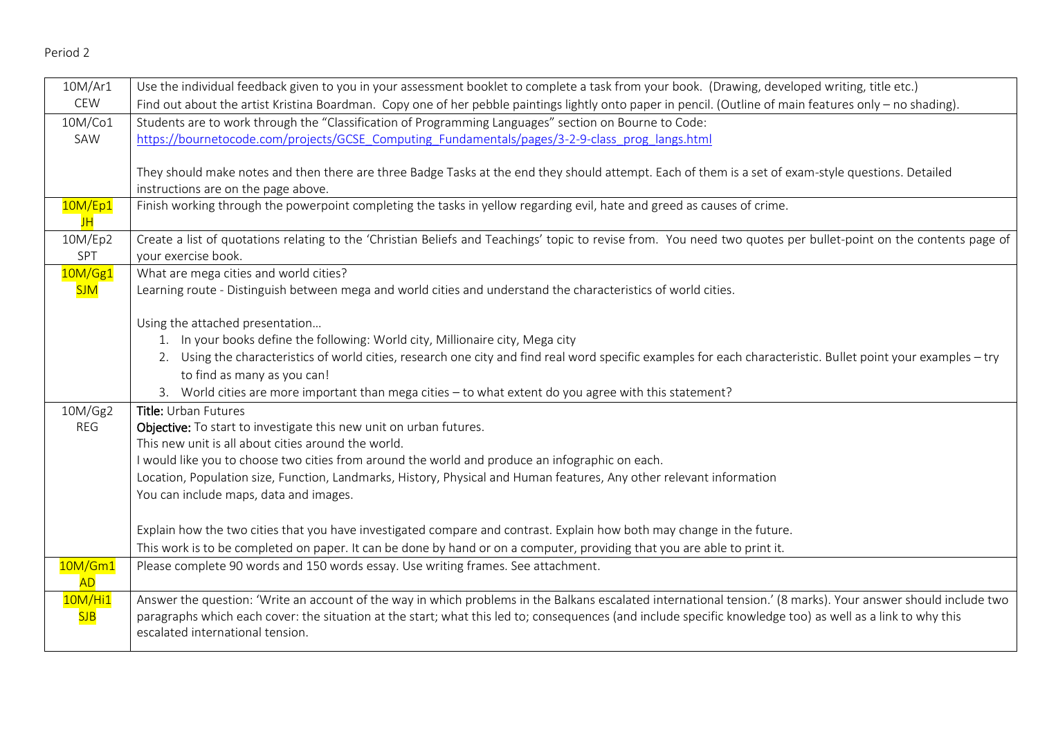Period 2

| Class | Task |
|---|---|
| 10M/Ar1<br>CEW | Use the individual feedback given to you in your assessment booklet to complete a task from your book. (Drawing, developed writing, title etc.)<br>Find out about the artist Kristina Boardman. Copy one of her pebble paintings lightly onto paper in pencil. (Outline of main features only – no shading). |
| 10M/Co1<br>SAW | Students are to work through the "Classification of Programming Languages" section on Bourne to Code:<br>https://bournetocode.com/projects/GCSE_Computing_Fundamentals/pages/3-2-9-class_prog_langs.html<br><br>They should make notes and then there are three Badge Tasks at the end they should attempt. Each of them is a set of exam-style questions. Detailed instructions are on the page above. |
| 10M/Ep1<br>JH | Finish working through the powerpoint completing the tasks in yellow regarding evil, hate and greed as causes of crime. |
| 10M/Ep2<br>SPT | Create a list of quotations relating to the 'Christian Beliefs and Teachings' topic to revise from. You need two quotes per bullet-point on the contents page of your exercise book. |
| 10M/Gg1<br>SJM | What are mega cities and world cities?<br>Learning route - Distinguish between mega and world cities and understand the characteristics of world cities.<br><br>Using the attached presentation…<br>1. In your books define the following: World city, Millionaire city, Mega city<br>2. Using the characteristics of world cities, research one city and find real word specific examples for each characteristic. Bullet point your examples – try to find as many as you can!<br>3. World cities are more important than mega cities – to what extent do you agree with this statement? |
| 10M/Gg2<br>REG | **Title:** Urban Futures<br>**Objective:** To start to investigate this new unit on urban futures.<br>This new unit is all about cities around the world.<br>I would like you to choose two cities from around the world and produce an infographic on each.<br>Location, Population size, Function, Landmarks, History, Physical and Human features, Any other relevant information<br>You can include maps, data and images.<br><br>Explain how the two cities that you have investigated compare and contrast. Explain how both may change in the future.<br>This work is to be completed on paper. It can be done by hand or on a computer, providing that you are able to print it. |
| 10M/Gm1<br>AD | Please complete 90 words and 150 words essay. Use writing frames. See attachment. |
| 10M/Hi1<br>SJB | Answer the question: 'Write an account of the way in which problems in the Balkans escalated international tension.' (8 marks). Your answer should include two paragraphs which each cover: the situation at the start; what this led to; consequences (and include specific knowledge too) as well as a link to why this escalated international tension. |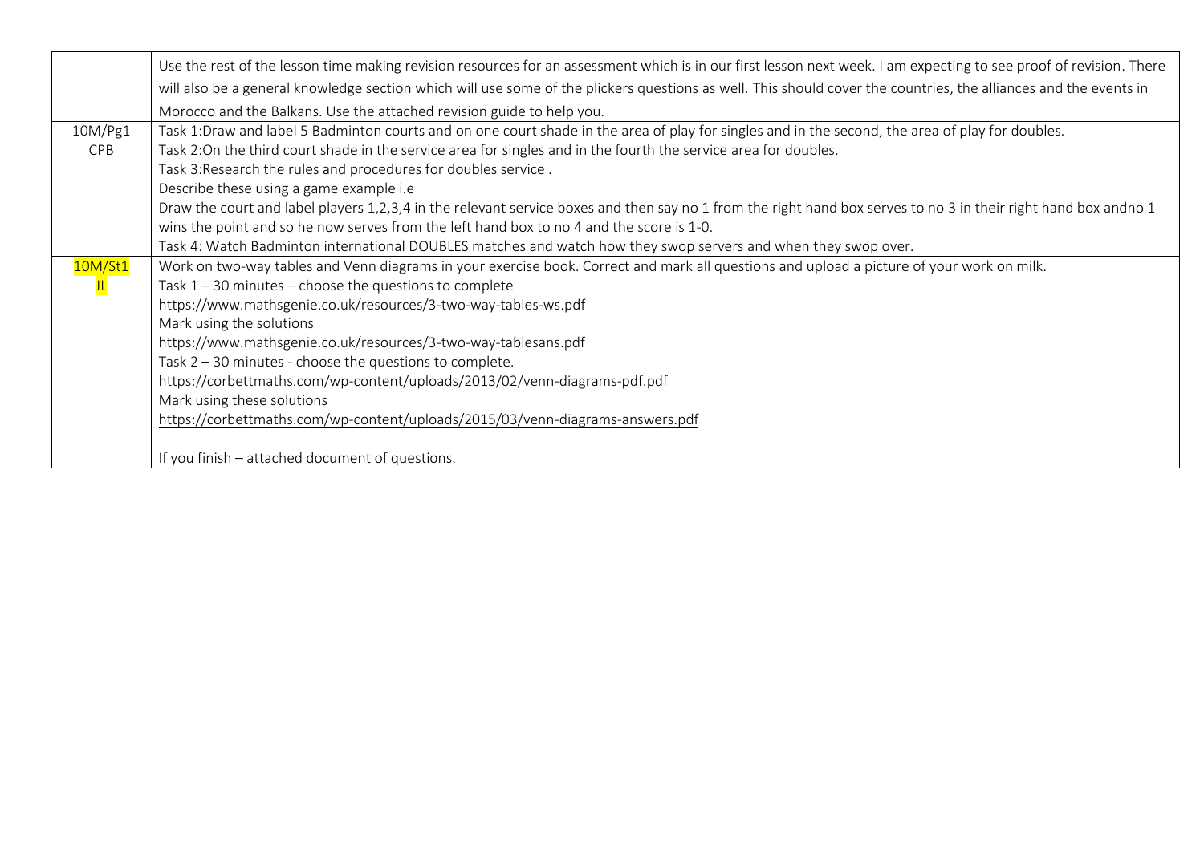| | |
|---|---|
| | Use the rest of the lesson time making revision resources for an assessment which is in our first lesson next week. I am expecting to see proof of revision. There will also be a general knowledge section which will use some of the plickers questions as well. This should cover the countries, the alliances and the events in Morocco and the Balkans. Use the attached revision guide to help you. |
| 10M/Pg1<br>CPB | Task 1:Draw and label 5 Badminton courts and on one court shade in the area of play for singles and in the second, the area of play for doubles.<br>Task 2:On the third court shade in the service area for singles and in the fourth the service area for doubles.<br>Task 3:Research the rules and procedures for doubles service .<br>Describe these using a game example i.e<br>Draw the court and label players 1,2,3,4 in the relevant service boxes and then say no 1 from the right hand box serves to no 3 in their right hand box andno 1 wins the point and so he now serves from the left hand box to no 4 and the score is 1-0.<br>Task 4: Watch Badminton international DOUBLES matches and watch how they swop servers and when they swop over. |
| 10M/St1<br>JL | Work on two-way tables and Venn diagrams in your exercise book. Correct and mark all questions and upload a picture of your work on milk.<br>Task 1 – 30 minutes – choose the questions to complete<br>https://www.mathsgenie.co.uk/resources/3-two-way-tables-ws.pdf<br>Mark using the solutions<br>https://www.mathsgenie.co.uk/resources/3-two-way-tablesans.pdf<br>Task 2 – 30 minutes - choose the questions to complete.<br>https://corbettmaths.com/wp-content/uploads/2013/02/venn-diagrams-pdf.pdf<br>Mark using these solutions<br>https://corbettmaths.com/wp-content/uploads/2015/03/venn-diagrams-answers.pdf<br><br>If you finish – attached document of questions. |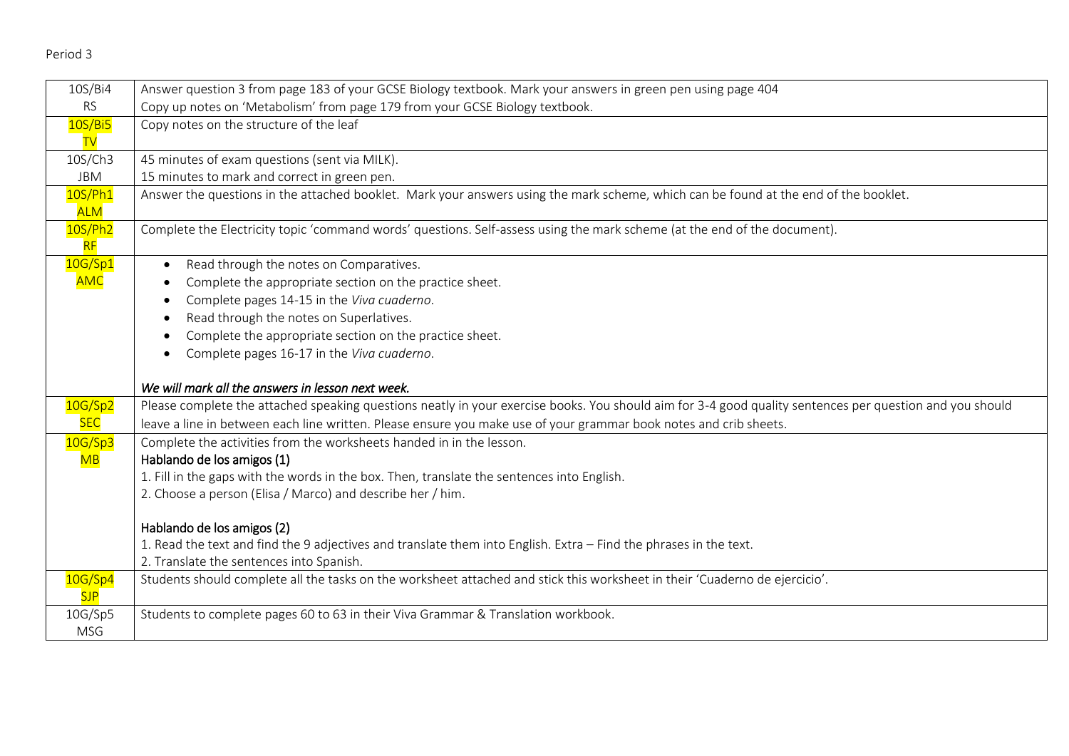Period 3

| | |
|---|---|
| 10S/Bi4<br>RS | Answer question 3 from page 183 of your GCSE Biology textbook. Mark your answers in green pen using page 404<br>Copy up notes on 'Metabolism' from page 179 from your GCSE Biology textbook. |
| 10S/Bi5<br>TV | Copy notes on the structure of the leaf |
| 10S/Ch3<br>JBM | 45 minutes of exam questions (sent via MILK).<br>15 minutes to mark and correct in green pen. |
| 10S/Ph1<br>ALM | Answer the questions in the attached booklet. Mark your answers using the mark scheme, which can be found at the end of the booklet. |
| 10S/Ph2<br>RF | Complete the Electricity topic 'command words' questions. Self-assess using the mark scheme (at the end of the document). |
| 10G/Sp1<br>AMC | • Read through the notes on Comparatives.<br>• Complete the appropriate section on the practice sheet.<br>• Complete pages 14-15 in the *Viva cuaderno*.<br>• Read through the notes on Superlatives.<br>• Complete the appropriate section on the practice sheet.<br>• Complete pages 16-17 in the *Viva cuaderno*.<br><br>***We will mark all the answers in lesson next week.*** |
| 10G/Sp2<br>SEC | Please complete the attached speaking questions neatly in your exercise books. You should aim for 3-4 good quality sentences per question and you should leave a line in between each line written. Please ensure you make use of your grammar book notes and crib sheets. |
| 10G/Sp3<br>MB | Complete the activities from the worksheets handed in in the lesson.<br>Hablando de los amigos (1)<br>1. Fill in the gaps with the words in the box. Then, translate the sentences into English.<br>2. Choose a person (Elisa / Marco) and describe her / him.<br><br>Hablando de los amigos (2)<br>1. Read the text and find the 9 adjectives and translate them into English. Extra – Find the phrases in the text.<br>2. Translate the sentences into Spanish. |
| 10G/Sp4<br>SJP | Students should complete all the tasks on the worksheet attached and stick this worksheet in their 'Cuaderno de ejercicio'. |
| 10G/Sp5<br>MSG | Students to complete pages 60 to 63 in their Viva Grammar & Translation workbook. |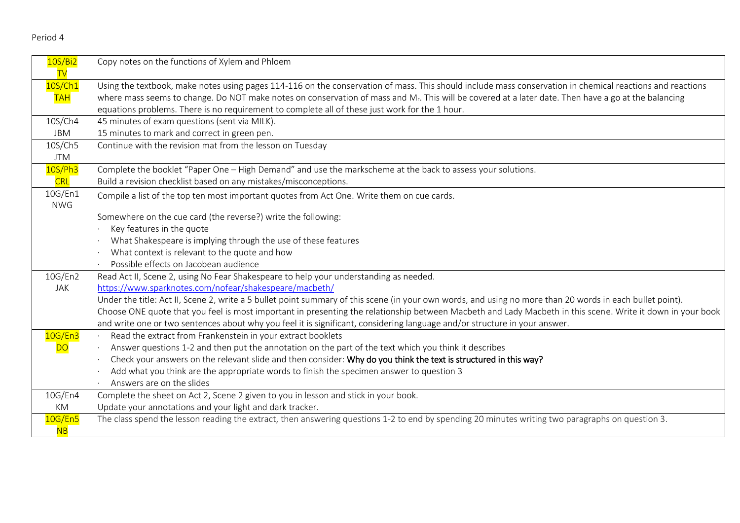Period 4

| Class | Work |
|---|---|
| 10S/Bi2 TV | Copy notes on the functions of Xylem and Phloem |
| 10S/Ch1 TAH | Using the textbook, make notes using pages 114-116 on the conservation of mass. This should include mass conservation in chemical reactions and reactions where mass seems to change. Do NOT make notes on conservation of mass and $M_r$. This will be covered at a later date. Then have a go at the balancing equations problems. There is no requirement to complete all of these just work for the 1 hour. |
| 10S/Ch4 JBM | 45 minutes of exam questions (sent via MILK).<br>15 minutes to mark and correct in green pen. |
| 10S/Ch5 JTM | Continue with the revision mat from the lesson on Tuesday |
| 10S/Ph3 CRL | Complete the booklet "Paper One – High Demand" and use the markscheme at the back to assess your solutions.<br>Build a revision checklist based on any mistakes/misconceptions. |
| 10G/En1 NWG | Compile a list of the top ten most important quotes from Act One. Write them on cue cards.<br><br>Somewhere on the cue card (the reverse?) write the following:<br>· Key features in the quote<br>· What Shakespeare is implying through the use of these features<br>· What context is relevant to the quote and how<br>· Possible effects on Jacobean audience |
| 10G/En2 JAK | Read Act II, Scene 2, using No Fear Shakespeare to help your understanding as needed.<br>https://www.sparknotes.com/nofear/shakespeare/macbeth/<br>Under the title: Act II, Scene 2, write a 5 bullet point summary of this scene (in your own words, and using no more than 20 words in each bullet point).<br>Choose ONE quote that you feel is most important in presenting the relationship between Macbeth and Lady Macbeth in this scene. Write it down in your book and write one or two sentences about why you feel it is significant, considering language and/or structure in your answer. |
| 10G/En3 DO | · Read the extract from Frankenstein in your extract booklets<br>· Answer questions 1-2 and then put the annotation on the part of the text which you think it describes<br>· Check your answers on the relevant slide and then consider: **Why do you think the text is structured in this way?**<br>· Add what you think are the appropriate words to finish the specimen answer to question 3<br>· Answers are on the slides |
| 10G/En4 KM | Complete the sheet on Act 2, Scene 2 given to you in lesson and stick in your book.<br>Update your annotations and your light and dark tracker. |
| 10G/En5 NB | The class spend the lesson reading the extract, then answering questions 1-2 to end by spending 20 minutes writing two paragraphs on question 3. |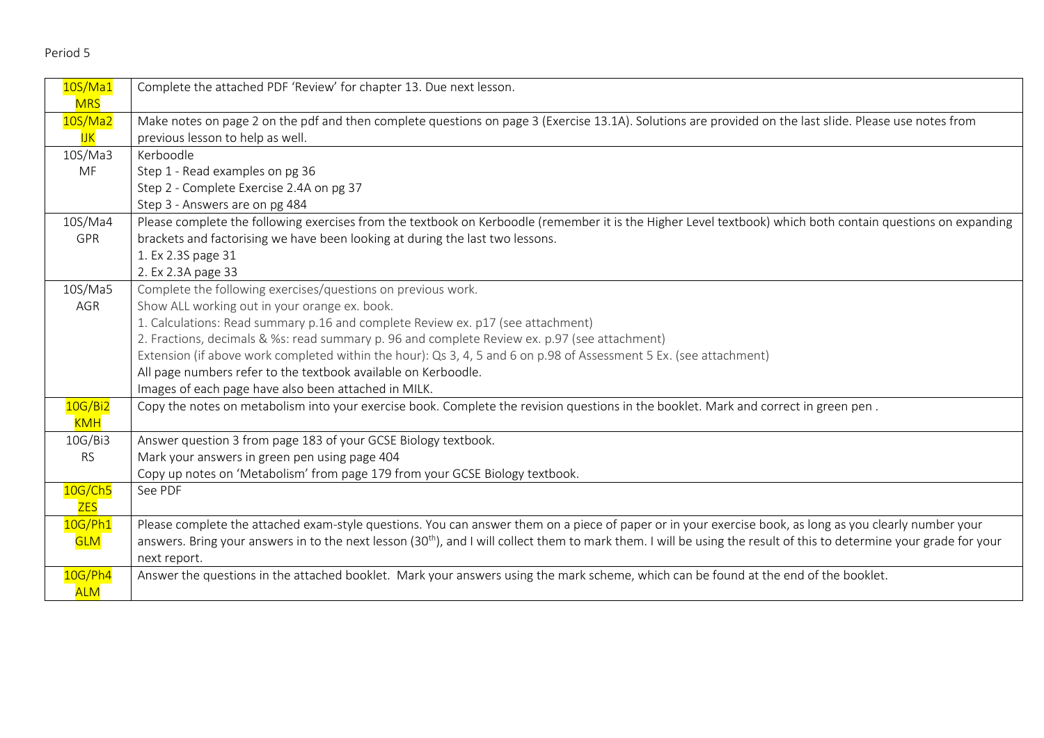Period 5

| | |
|---|---|
| 10S/Ma1 MRS | Complete the attached PDF 'Review' for chapter 13. Due next lesson. |
| 10S/Ma2 IJK | Make notes on page 2 on the pdf and then complete questions on page 3 (Exercise 13.1A). Solutions are provided on the last slide. Please use notes from previous lesson to help as well. |
| 10S/Ma3 MF | Kerboodle<br>Step 1 - Read examples on pg 36<br>Step 2 - Complete Exercise 2.4A on pg 37<br>Step 3 - Answers are on pg 484 |
| 10S/Ma4 GPR | Please complete the following exercises from the textbook on Kerboodle (remember it is the Higher Level textbook) which both contain questions on expanding brackets and factorising we have been looking at during the last two lessons.<br>1. Ex 2.3S page 31<br>2. Ex 2.3A page 33 |
| 10S/Ma5 AGR | Complete the following exercises/questions on previous work.<br>Show ALL working out in your orange ex. book.<br>1. Calculations: Read summary p.16 and complete Review ex. p17 (see attachment)<br>2. Fractions, decimals & %s: read summary p. 96 and complete Review ex. p.97 (see attachment)<br>Extension (if above work completed within the hour): Qs 3, 4, 5 and 6 on p.98 of Assessment 5 Ex. (see attachment)<br>All page numbers refer to the textbook available on Kerboodle.<br>Images of each page have also been attached in MILK. |
| 10G/Bi2 KMH | Copy the notes on metabolism into your exercise book. Complete the revision questions in the booklet. Mark and correct in green pen . |
| 10G/Bi3 RS | Answer question 3 from page 183 of your GCSE Biology textbook.<br>Mark your answers in green pen using page 404<br>Copy up notes on 'Metabolism' from page 179 from your GCSE Biology textbook. |
| 10G/Ch5 ZES | See PDF |
| 10G/Ph1 GLM | Please complete the attached exam-style questions. You can answer them on a piece of paper or in your exercise book, as long as you clearly number your answers. Bring your answers in to the next lesson (30th), and I will collect them to mark them. I will be using the result of this to determine your grade for your next report. |
| 10G/Ph4 ALM | Answer the questions in the attached booklet. Mark your answers using the mark scheme, which can be found at the end of the booklet. |